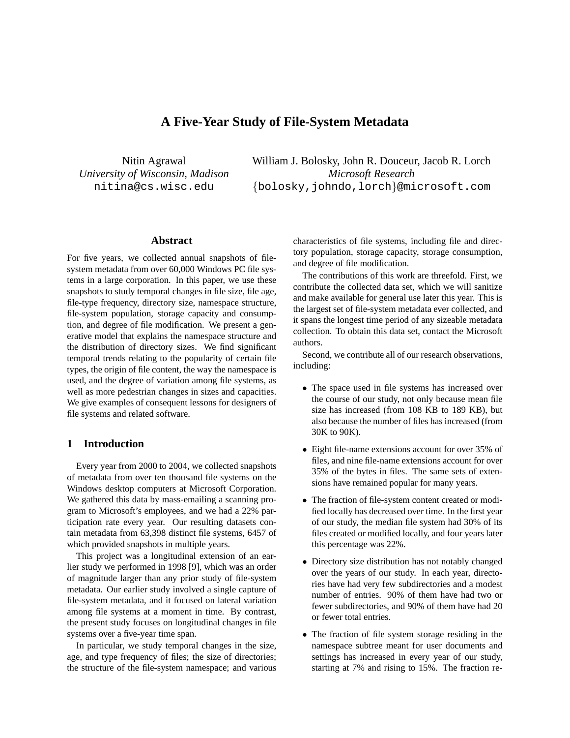# A Five-Year Study of File-System Metadata

Nitin Agrawal
*University of Wisconsin, Madison*
nitina@cs.wisc.edu

William J. Bolosky, John R. Douceur, Jacob R. Lorch
*Microsoft Research*
{bolosky,johndo,lorch}@microsoft.com

## Abstract

For five years, we collected annual snapshots of file-system metadata from over 60,000 Windows PC file systems in a large corporation. In this paper, we use these snapshots to study temporal changes in file size, file age, file-type frequency, directory size, namespace structure, file-system population, storage capacity and consumption, and degree of file modification. We present a generative model that explains the namespace structure and the distribution of directory sizes. We find significant temporal trends relating to the popularity of certain file types, the origin of file content, the way the namespace is used, and the degree of variation among file systems, as well as more pedestrian changes in sizes and capacities. We give examples of consequent lessons for designers of file systems and related software.

## 1 Introduction

Every year from 2000 to 2004, we collected snapshots of metadata from over ten thousand file systems on the Windows desktop computers at Microsoft Corporation. We gathered this data by mass-emailing a scanning program to Microsoft's employees, and we had a 22% participation rate every year. Our resulting datasets contain metadata from 63,398 distinct file systems, 6457 of which provided snapshots in multiple years.

This project was a longitudinal extension of an earlier study we performed in 1998 [9], which was an order of magnitude larger than any prior study of file-system metadata. Our earlier study involved a single capture of file-system metadata, and it focused on lateral variation among file systems at a moment in time. By contrast, the present study focuses on longitudinal changes in file systems over a five-year time span.

In particular, we study temporal changes in the size, age, and type frequency of files; the size of directories; the structure of the file-system namespace; and various characteristics of file systems, including file and directory population, storage capacity, storage consumption, and degree of file modification.

The contributions of this work are threefold. First, we contribute the collected data set, which we will sanitize and make available for general use later this year. This is the largest set of file-system metadata ever collected, and it spans the longest time period of any sizeable metadata collection. To obtain this data set, contact the Microsoft authors.

Second, we contribute all of our research observations, including:

- The space used in file systems has increased over the course of our study, not only because mean file size has increased (from 108 KB to 189 KB), but also because the number of files has increased (from 30K to 90K).
- Eight file-name extensions account for over 35% of files, and nine file-name extensions account for over 35% of the bytes in files. The same sets of extensions have remained popular for many years.
- The fraction of file-system content created or modified locally has decreased over time. In the first year of our study, the median file system had 30% of its files created or modified locally, and four years later this percentage was 22%.
- Directory size distribution has not notably changed over the years of our study. In each year, directories have had very few subdirectories and a modest number of entries. 90% of them have had two or fewer subdirectories, and 90% of them have had 20 or fewer total entries.
- The fraction of file system storage residing in the namespace subtree meant for user documents and settings has increased in every year of our study, starting at 7% and rising to 15%. The fraction re-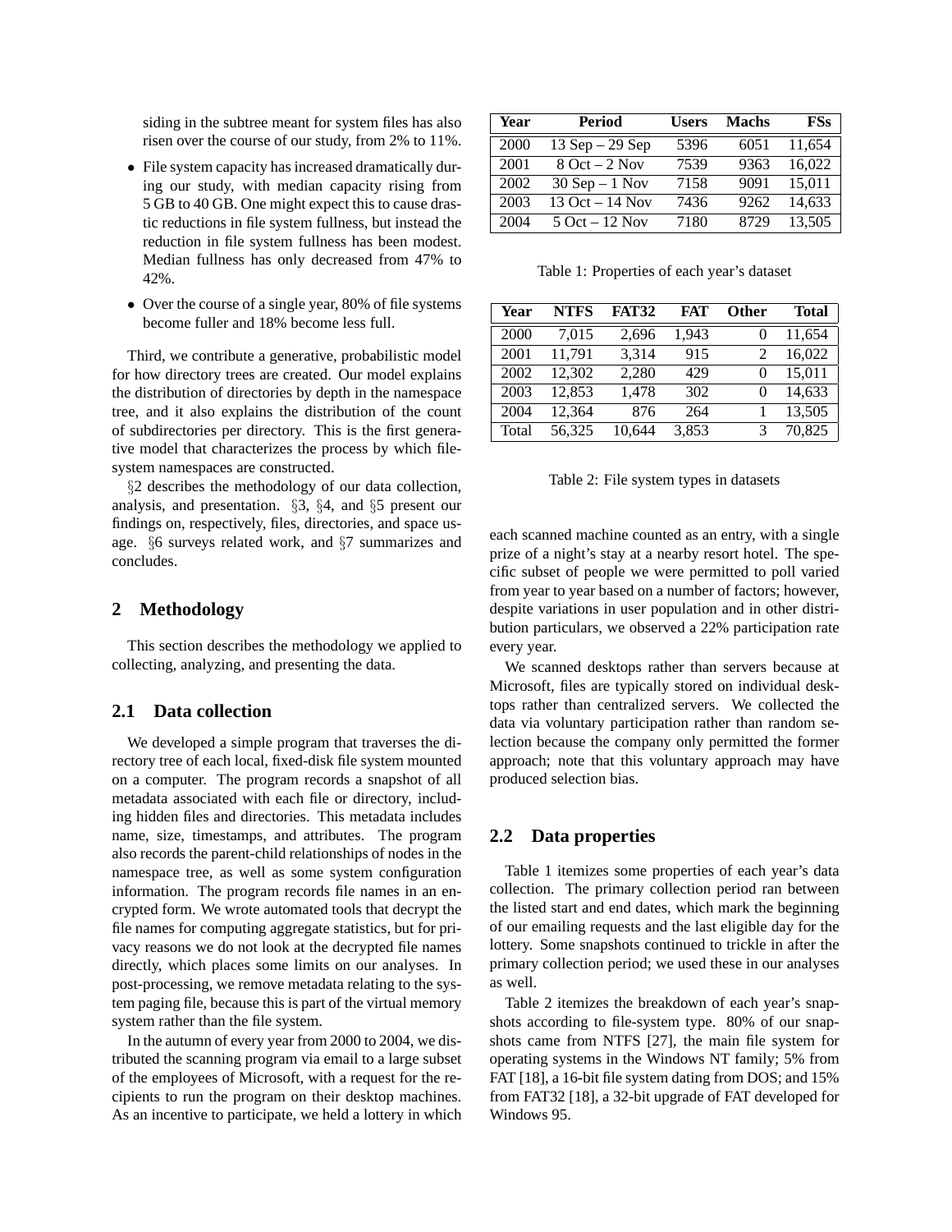siding in the subtree meant for system files has also risen over the course of our study, from 2% to 11%.

- File system capacity has increased dramatically during our study, with median capacity rising from 5 GB to 40 GB. One might expect this to cause drastic reductions in file system fullness, but instead the reduction in file system fullness has been modest. Median fullness has only decreased from 47% to 42%.
- Over the course of a single year, 80% of file systems become fuller and 18% become less full.

Third, we contribute a generative, probabilistic model for how directory trees are created. Our model explains the distribution of directories by depth in the namespace tree, and it also explains the distribution of the count of subdirectories per directory. This is the first generative model that characterizes the process by which file-system namespaces are constructed.

§2 describes the methodology of our data collection, analysis, and presentation. §3, §4, and §5 present our findings on, respectively, files, directories, and space usage. §6 surveys related work, and §7 summarizes and concludes.

## 2 Methodology

This section describes the methodology we applied to collecting, analyzing, and presenting the data.

### 2.1 Data collection

We developed a simple program that traverses the directory tree of each local, fixed-disk file system mounted on a computer. The program records a snapshot of all metadata associated with each file or directory, including hidden files and directories. This metadata includes name, size, timestamps, and attributes. The program also records the parent-child relationships of nodes in the namespace tree, as well as some system configuration information. The program records file names in an encrypted form. We wrote automated tools that decrypt the file names for computing aggregate statistics, but for privacy reasons we do not look at the decrypted file names directly, which places some limits on our analyses. In post-processing, we remove metadata relating to the system paging file, because this is part of the virtual memory system rather than the file system.

In the autumn of every year from 2000 to 2004, we distributed the scanning program via email to a large subset of the employees of Microsoft, with a request for the recipients to run the program on their desktop machines. As an incentive to participate, we held a lottery in which each scanned machine counted as an entry, with a single prize of a night's stay at a nearby resort hotel. The specific subset of people we were permitted to poll varied from year to year based on a number of factors; however, despite variations in user population and in other distribution particulars, we observed a 22% participation rate every year.

We scanned desktops rather than servers because at Microsoft, files are typically stored on individual desktops rather than centralized servers. We collected the data via voluntary participation rather than random selection because the company only permitted the former approach; note that this voluntary approach may have produced selection bias.

| Year | Period | Users | Machs | FSs |
|---|---|---|---|---|
| 2000 | 13 Sep – 29 Sep | 5396 | 6051 | 11,654 |
| 2001 | 8 Oct – 2 Nov | 7539 | 9363 | 16,022 |
| 2002 | 30 Sep – 1 Nov | 7158 | 9091 | 15,011 |
| 2003 | 13 Oct – 14 Nov | 7436 | 9262 | 14,633 |
| 2004 | 5 Oct – 12 Nov | 7180 | 8729 | 13,505 |

Table 1: Properties of each year's dataset

| Year | NTFS | FAT32 | FAT | Other | Total |
|---|---|---|---|---|---|
| 2000 | 7,015 | 2,696 | 1,943 | 0 | 11,654 |
| 2001 | 11,791 | 3,314 | 915 | 2 | 16,022 |
| 2002 | 12,302 | 2,280 | 429 | 0 | 15,011 |
| 2003 | 12,853 | 1,478 | 302 | 0 | 14,633 |
| 2004 | 12,364 | 876 | 264 | 1 | 13,505 |
| Total | 56,325 | 10,644 | 3,853 | 3 | 70,825 |

Table 2: File system types in datasets

### 2.2 Data properties

Table 1 itemizes some properties of each year's data collection. The primary collection period ran between the listed start and end dates, which mark the beginning of our emailing requests and the last eligible day for the lottery. Some snapshots continued to trickle in after the primary collection period; we used these in our analyses as well.

Table 2 itemizes the breakdown of each year's snapshots according to file-system type. 80% of our snapshots came from NTFS [27], the main file system for operating systems in the Windows NT family; 5% from FAT [18], a 16-bit file system dating from DOS; and 15% from FAT32 [18], a 32-bit upgrade of FAT developed for Windows 95.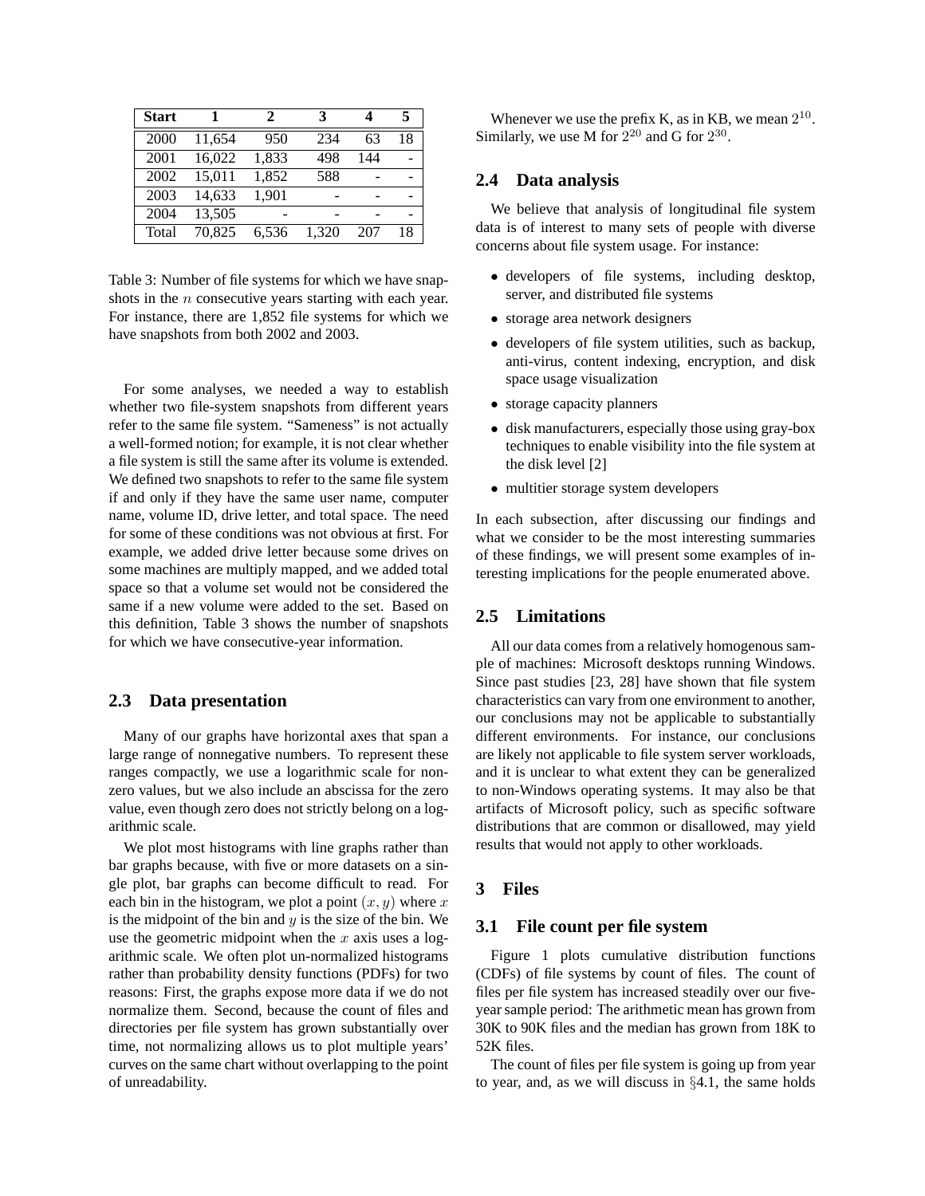| Start | 1 | 2 | 3 | 4 | 5 |
|---|---|---|---|---|---|
| 2000 | 11,654 | 950 | 234 | 63 | 18 |
| 2001 | 16,022 | 1,833 | 498 | 144 | - |
| 2002 | 15,011 | 1,852 | 588 | - | - |
| 2003 | 14,633 | 1,901 | - | - | - |
| 2004 | 13,505 | - | - | - | - |
| Total | 70,825 | 6,536 | 1,320 | 207 | 18 |

Table 3: Number of file systems for which we have snapshots in the $n$ consecutive years starting with each year. For instance, there are 1,852 file systems for which we have snapshots from both 2002 and 2003.

For some analyses, we needed a way to establish whether two file-system snapshots from different years refer to the same file system. "Sameness" is not actually a well-formed notion; for example, it is not clear whether a file system is still the same after its volume is extended. We defined two snapshots to refer to the same file system if and only if they have the same user name, computer name, volume ID, drive letter, and total space. The need for some of these conditions was not obvious at first. For example, we added drive letter because some drives on some machines are multiply mapped, and we added total space so that a volume set would not be considered the same if a new volume were added to the set. Based on this definition, Table 3 shows the number of snapshots for which we have consecutive-year information.

## 2.3 Data presentation

Many of our graphs have horizontal axes that span a large range of nonnegative numbers. To represent these ranges compactly, we use a logarithmic scale for non-zero values, but we also include an abscissa for the zero value, even though zero does not strictly belong on a logarithmic scale.

We plot most histograms with line graphs rather than bar graphs because, with five or more datasets on a single plot, bar graphs can become difficult to read. For each bin in the histogram, we plot a point $(x, y)$ where $x$ is the midpoint of the bin and $y$ is the size of the bin. We use the geometric midpoint when the $x$ axis uses a logarithmic scale. We often plot un-normalized histograms rather than probability density functions (PDFs) for two reasons: First, the graphs expose more data if we do not normalize them. Second, because the count of files and directories per file system has grown substantially over time, not normalizing allows us to plot multiple years' curves on the same chart without overlapping to the point of unreadability.

Whenever we use the prefix K, as in KB, we mean $2^{10}$. Similarly, we use M for $2^{20}$ and G for $2^{30}$.

## 2.4 Data analysis

We believe that analysis of longitudinal file system data is of interest to many sets of people with diverse concerns about file system usage. For instance:

- developers of file systems, including desktop, server, and distributed file systems
- storage area network designers
- developers of file system utilities, such as backup, anti-virus, content indexing, encryption, and disk space usage visualization
- storage capacity planners
- disk manufacturers, especially those using gray-box techniques to enable visibility into the file system at the disk level [2]
- multitier storage system developers

In each subsection, after discussing our findings and what we consider to be the most interesting summaries of these findings, we will present some examples of interesting implications for the people enumerated above.

## 2.5 Limitations

All our data comes from a relatively homogenous sample of machines: Microsoft desktops running Windows. Since past studies [23, 28] have shown that file system characteristics can vary from one environment to another, our conclusions may not be applicable to substantially different environments. For instance, our conclusions are likely not applicable to file system server workloads, and it is unclear to what extent they can be generalized to non-Windows operating systems. It may also be that artifacts of Microsoft policy, such as specific software distributions that are common or disallowed, may yield results that would not apply to other workloads.

# 3 Files

## 3.1 File count per file system

Figure 1 plots cumulative distribution functions (CDFs) of file systems by count of files. The count of files per file system has increased steadily over our five-year sample period: The arithmetic mean has grown from 30K to 90K files and the median has grown from 18K to 52K files.

The count of files per file system is going up from year to year, and, as we will discuss in §4.1, the same holds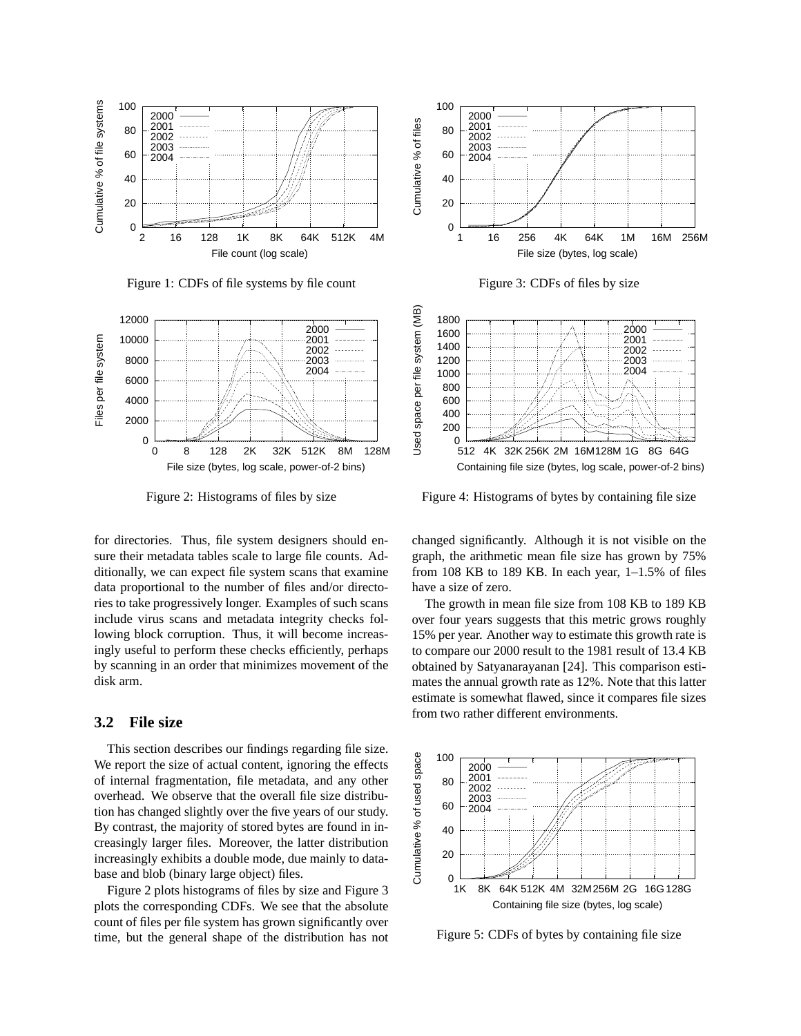Figure 1: CDFs of file systems by file count

Figure 3: CDFs of files by size

Figure 2: Histograms of files by size

Figure 4: Histograms of bytes by containing file size

for directories. Thus, file system designers should ensure their metadata tables scale to large file counts. Additionally, we can expect file system scans that examine data proportional to the number of files and/or directories to take progressively longer. Examples of such scans include virus scans and metadata integrity checks following block corruption. Thus, it will become increasingly useful to perform these checks efficiently, perhaps by scanning in an order that minimizes movement of the disk arm.

### 3.2 File size

This section describes our findings regarding file size. We report the size of actual content, ignoring the effects of internal fragmentation, file metadata, and any other overhead. We observe that the overall file size distribution has changed slightly over the five years of our study. By contrast, the majority of stored bytes are found in increasingly larger files. Moreover, the latter distribution increasingly exhibits a double mode, due mainly to database and blob (binary large object) files.

Figure 2 plots histograms of files by size and Figure 3 plots the corresponding CDFs. We see that the absolute count of files per file system has grown significantly over time, but the general shape of the distribution has not changed significantly. Although it is not visible on the graph, the arithmetic mean file size has grown by 75% from 108 KB to 189 KB. In each year, 1–1.5% of files have a size of zero.

The growth in mean file size from 108 KB to 189 KB over four years suggests that this metric grows roughly 15% per year. Another way to estimate this growth rate is to compare our 2000 result to the 1981 result of 13.4 KB obtained by Satyanarayanan [24]. This comparison estimates the annual growth rate as 12%. Note that this latter estimate is somewhat flawed, since it compares file sizes from two rather different environments.

Figure 5: CDFs of bytes by containing file size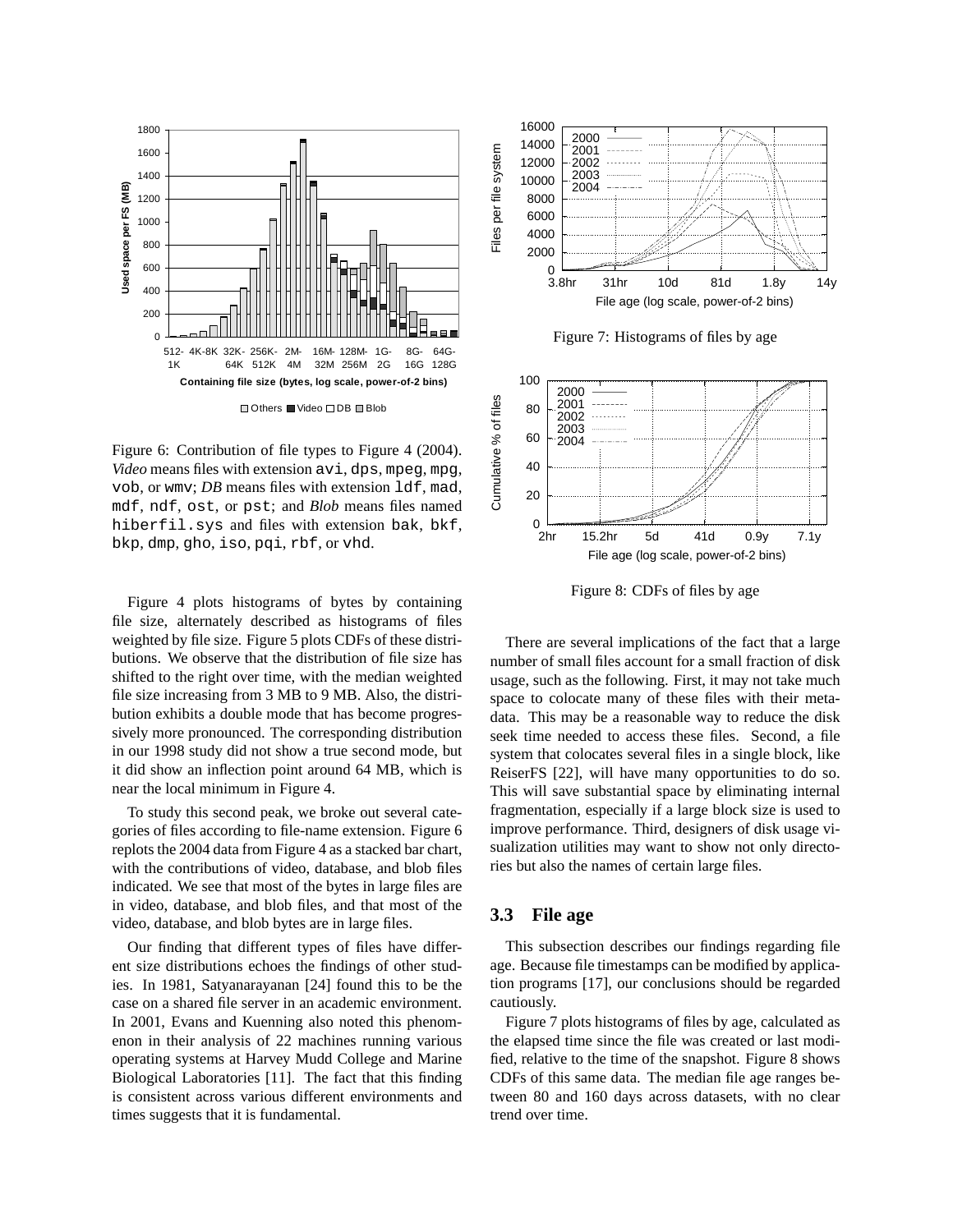Figure 6: Contribution of file types to Figure 4 (2004). *Video* means files with extension avi, dps, mpeg, mpg, vob, or wmv; *DB* means files with extension ldf, mad, mdf, ndf, ost, or pst; and *Blob* means files named hiberfil.sys and files with extension bak, bkf, bkp, dmp, gho, iso, pqi, rbf, or vhd.

Figure 4 plots histograms of bytes by containing file size, alternately described as histograms of files weighted by file size. Figure 5 plots CDFs of these distributions. We observe that the distribution of file size has shifted to the right over time, with the median weighted file size increasing from 3 MB to 9 MB. Also, the distribution exhibits a double mode that has become progressively more pronounced. The corresponding distribution in our 1998 study did not show a true second mode, but it did show an inflection point around 64 MB, which is near the local minimum in Figure 4.

To study this second peak, we broke out several categories of files according to file-name extension. Figure 6 replots the 2004 data from Figure 4 as a stacked bar chart, with the contributions of video, database, and blob files indicated. We see that most of the bytes in large files are in video, database, and blob files, and that most of the video, database, and blob bytes are in large files.

Our finding that different types of files have different size distributions echoes the findings of other studies. In 1981, Satyanarayanan [24] found this to be the case on a shared file server in an academic environment. In 2001, Evans and Kuenning also noted this phenomenon in their analysis of 22 machines running various operating systems at Harvey Mudd College and Marine Biological Laboratories [11]. The fact that this finding is consistent across various different environments and times suggests that it is fundamental.

Figure 7: Histograms of files by age

Figure 8: CDFs of files by age

There are several implications of the fact that a large number of small files account for a small fraction of disk usage, such as the following. First, it may not take much space to colocate many of these files with their metadata. This may be a reasonable way to reduce the disk seek time needed to access these files. Second, a file system that colocates several files in a single block, like ReiserFS [22], will have many opportunities to do so. This will save substantial space by eliminating internal fragmentation, especially if a large block size is used to improve performance. Third, designers of disk usage visualization utilities may want to show not only directories but also the names of certain large files.

## 3.3 File age

This subsection describes our findings regarding file age. Because file timestamps can be modified by application programs [17], our conclusions should be regarded cautiously.

Figure 7 plots histograms of files by age, calculated as the elapsed time since the file was created or last modified, relative to the time of the snapshot. Figure 8 shows CDFs of this same data. The median file age ranges between 80 and 160 days across datasets, with no clear trend over time.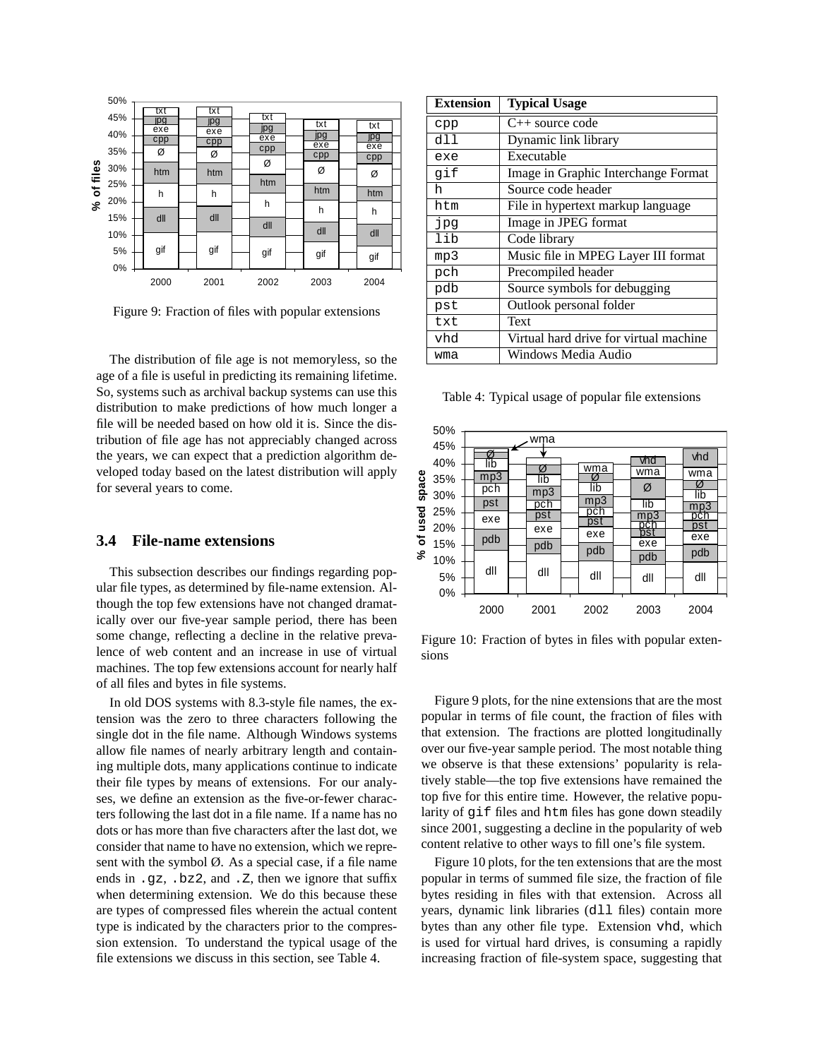Figure 9: Fraction of files with popular extensions

The distribution of file age is not memoryless, so the age of a file is useful in predicting its remaining lifetime. So, systems such as archival backup systems can use this distribution to make predictions of how much longer a file will be needed based on how old it is. Since the distribution of file age has not appreciably changed across the years, we can expect that a prediction algorithm developed today based on the latest distribution will apply for several years to come.

### 3.4 File-name extensions

This subsection describes our findings regarding popular file types, as determined by file-name extension. Although the top few extensions have not changed dramatically over our five-year sample period, there has been some change, reflecting a decline in the relative prevalence of web content and an increase in use of virtual machines. The top few extensions account for nearly half of all files and bytes in file systems.

In old DOS systems with 8.3-style file names, the extension was the zero to three characters following the single dot in the file name. Although Windows systems allow file names of nearly arbitrary length and containing multiple dots, many applications continue to indicate their file types by means of extensions. For our analyses, we define an extension as the five-or-fewer characters following the last dot in a file name. If a name has no dots or has more than five characters after the last dot, we consider that name to have no extension, which we represent with the symbol Ø. As a special case, if a file name ends in `.gz`, `.bz2`, and `.Z`, then we ignore that suffix when determining extension. We do this because these are types of compressed files wherein the actual content type is indicated by the characters prior to the compression extension. To understand the typical usage of the file extensions we discuss in this section, see Table 4.

| Extension | Typical Usage |
|---|---|
| `cpp` | C++ source code |
| `dll` | Dynamic link library |
| `exe` | Executable |
| `gif` | Image in Graphic Interchange Format |
| `h` | Source code header |
| `htm` | File in hypertext markup language |
| `jpg` | Image in JPEG format |
| `lib` | Code library |
| `mp3` | Music file in MPEG Layer III format |
| `pch` | Precompiled header |
| `pdb` | Source symbols for debugging |
| `pst` | Outlook personal folder |
| `txt` | Text |
| `vhd` | Virtual hard drive for virtual machine |
| `wma` | Windows Media Audio |

Table 4: Typical usage of popular file extensions

Figure 10: Fraction of bytes in files with popular extensions

Figure 9 plots, for the nine extensions that are the most popular in terms of file count, the fraction of files with that extension. The fractions are plotted longitudinally over our five-year sample period. The most notable thing we observe is that these extensions' popularity is relatively stable—the top five extensions have remained the top five for this entire time. However, the relative popularity of `gif` files and `htm` files has gone down steadily since 2001, suggesting a decline in the popularity of web content relative to other ways to fill one's file system.

Figure 10 plots, for the ten extensions that are the most popular in terms of summed file size, the fraction of file bytes residing in files with that extension. Across all years, dynamic link libraries (`dll` files) contain more bytes than any other file type. Extension `vhd`, which is used for virtual hard drives, is consuming a rapidly increasing fraction of file-system space, suggesting that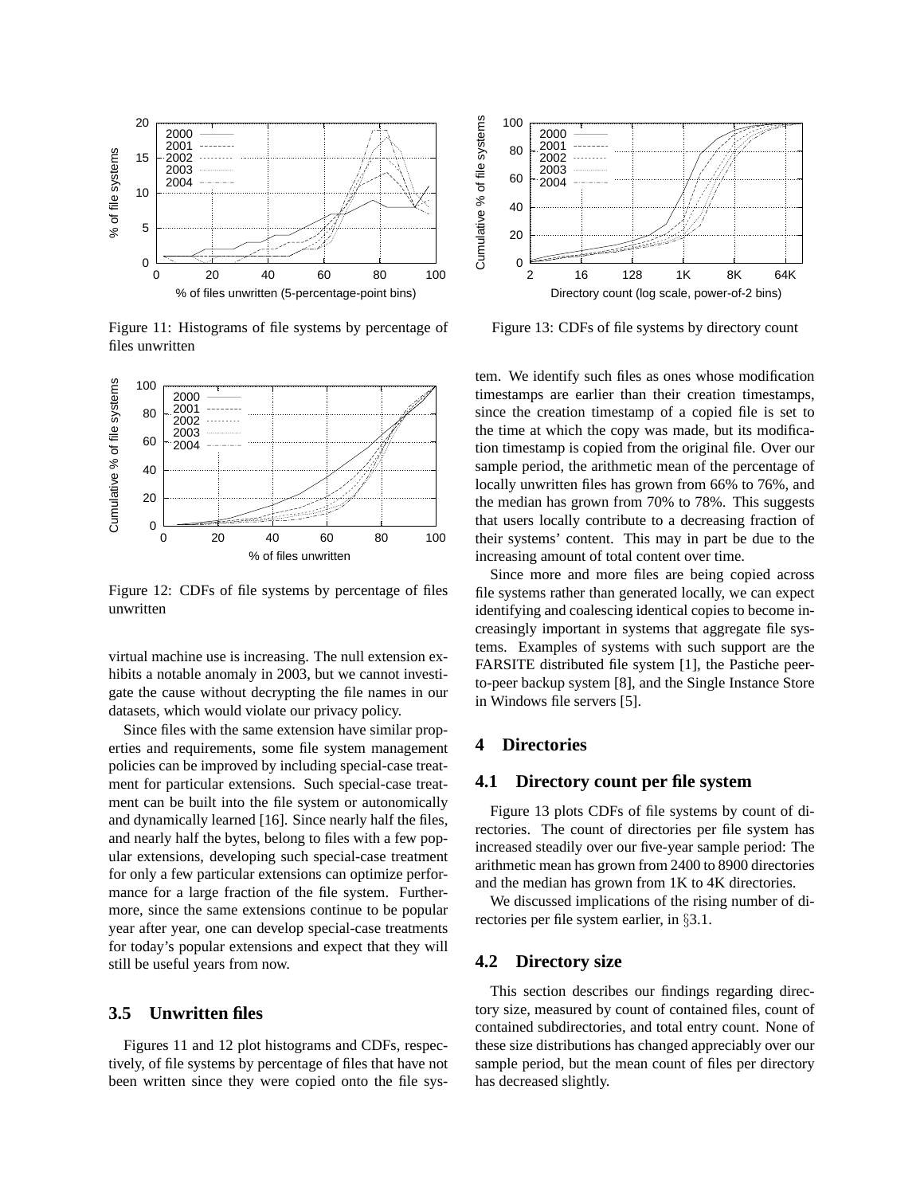Figure 11: Histograms of file systems by percentage of files unwritten

Figure 12: CDFs of file systems by percentage of files unwritten

virtual machine use is increasing. The null extension exhibits a notable anomaly in 2003, but we cannot investigate the cause without decrypting the file names in our datasets, which would violate our privacy policy.

Since files with the same extension have similar properties and requirements, some file system management policies can be improved by including special-case treatment for particular extensions. Such special-case treatment can be built into the file system or autonomically and dynamically learned [16]. Since nearly half the files, and nearly half the bytes, belong to files with a few popular extensions, developing such special-case treatment for only a few particular extensions can optimize performance for a large fraction of the file system. Furthermore, since the same extensions continue to be popular year after year, one can develop special-case treatments for today's popular extensions and expect that they will still be useful years from now.

### 3.5 Unwritten files

Figures 11 and 12 plot histograms and CDFs, respectively, of file systems by percentage of files that have not been written since they were copied onto the file system. We identify such files as ones whose modification timestamps are earlier than their creation timestamps, since the creation timestamp of a copied file is set to the time at which the copy was made, but its modification timestamp is copied from the original file. Over our sample period, the arithmetic mean of the percentage of locally unwritten files has grown from 66% to 76%, and the median has grown from 70% to 78%. This suggests that users locally contribute to a decreasing fraction of their systems' content. This may in part be due to the increasing amount of total content over time.

Since more and more files are being copied across file systems rather than generated locally, we can expect identifying and coalescing identical copies to become increasingly important in systems that aggregate file systems. Examples of systems with such support are the FARSITE distributed file system [1], the Pastiche peer-to-peer backup system [8], and the Single Instance Store in Windows file servers [5].

Figure 13: CDFs of file systems by directory count

## 4 Directories

### 4.1 Directory count per file system

Figure 13 plots CDFs of file systems by count of directories. The count of directories per file system has increased steadily over our five-year sample period: The arithmetic mean has grown from 2400 to 8900 directories and the median has grown from 1K to 4K directories.

We discussed implications of the rising number of directories per file system earlier, in §3.1.

### 4.2 Directory size

This section describes our findings regarding directory size, measured by count of contained files, count of contained subdirectories, and total entry count. None of these size distributions has changed appreciably over our sample period, but the mean count of files per directory has decreased slightly.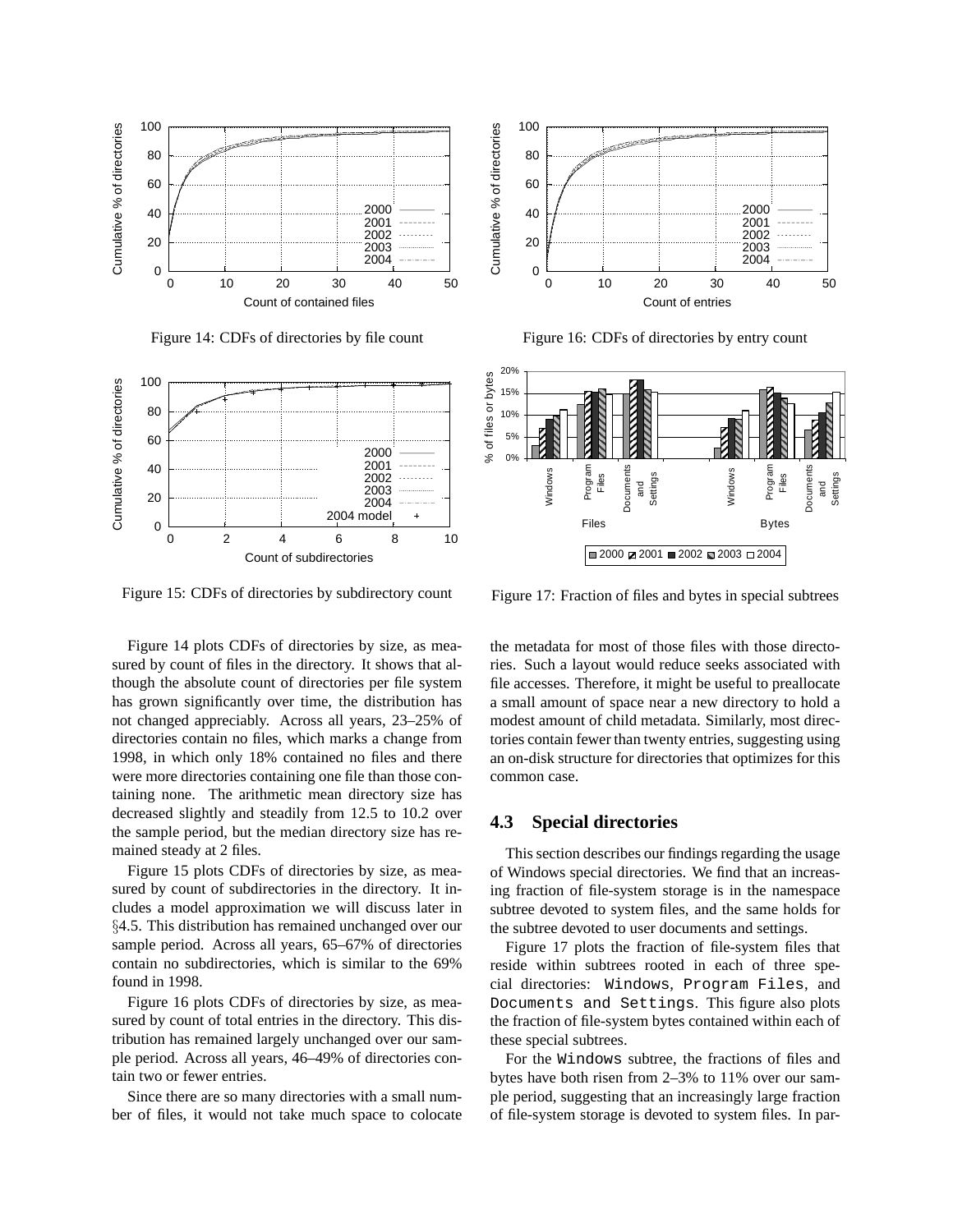Figure 14: CDFs of directories by file count

Figure 15: CDFs of directories by subdirectory count

Figure 16: CDFs of directories by entry count

Figure 17: Fraction of files and bytes in special subtrees

Figure 14 plots CDFs of directories by size, as measured by count of files in the directory. It shows that although the absolute count of directories per file system has grown significantly over time, the distribution has not changed appreciably. Across all years, 23–25% of directories contain no files, which marks a change from 1998, in which only 18% contained no files and there were more directories containing one file than those containing none. The arithmetic mean directory size has decreased slightly and steadily from 12.5 to 10.2 over the sample period, but the median directory size has remained steady at 2 files.

Figure 15 plots CDFs of directories by size, as measured by count of subdirectories in the directory. It includes a model approximation we will discuss later in §4.5. This distribution has remained unchanged over our sample period. Across all years, 65–67% of directories contain no subdirectories, which is similar to the 69% found in 1998.

Figure 16 plots CDFs of directories by size, as measured by count of total entries in the directory. This distribution has remained largely unchanged over our sample period. Across all years, 46–49% of directories contain two or fewer entries.

Since there are so many directories with a small number of files, it would not take much space to colocate the metadata for most of those files with those directories. Such a layout would reduce seeks associated with file accesses. Therefore, it might be useful to preallocate a small amount of space near a new directory to hold a modest amount of child metadata. Similarly, most directories contain fewer than twenty entries, suggesting using an on-disk structure for directories that optimizes for this common case.

## 4.3 Special directories

This section describes our findings regarding the usage of Windows special directories. We find that an increasing fraction of file-system storage is in the namespace subtree devoted to system files, and the same holds for the subtree devoted to user documents and settings.

Figure 17 plots the fraction of file-system files that reside within subtrees rooted in each of three special directories: `Windows`, `Program Files`, and `Documents and Settings`. This figure also plots the fraction of file-system bytes contained within each of these special subtrees.

For the `Windows` subtree, the fractions of files and bytes have both risen from 2–3% to 11% over our sample period, suggesting that an increasingly large fraction of file-system storage is devoted to system files. In par-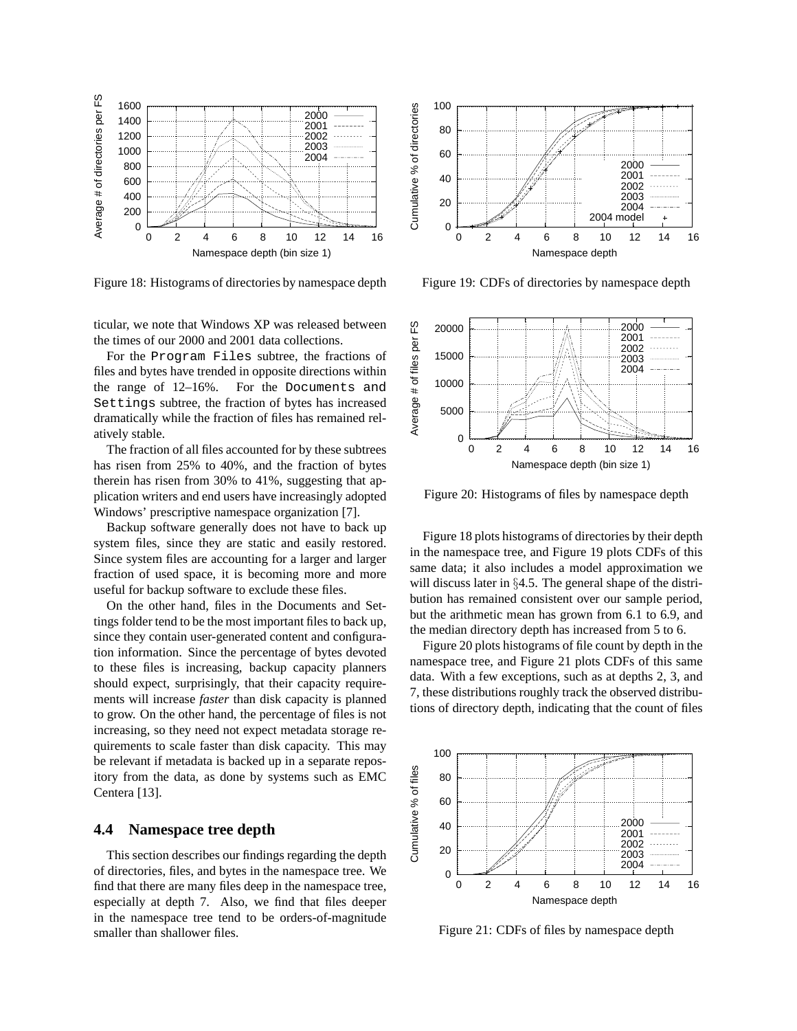Figure 18: Histograms of directories by namespace depth

Figure 19: CDFs of directories by namespace depth

ticular, we note that Windows XP was released between the times of our 2000 and 2001 data collections.

For the `Program Files` subtree, the fractions of files and bytes have trended in opposite directions within the range of 12–16%. For the `Documents and Settings` subtree, the fraction of bytes has increased dramatically while the fraction of files has remained relatively stable.

The fraction of all files accounted for by these subtrees has risen from 25% to 40%, and the fraction of bytes therein has risen from 30% to 41%, suggesting that application writers and end users have increasingly adopted Windows' prescriptive namespace organization [7].

Backup software generally does not have to back up system files, since they are static and easily restored. Since system files are accounting for a larger and larger fraction of used space, it is becoming more and more useful for backup software to exclude these files.

On the other hand, files in the Documents and Settings folder tend to be the most important files to back up, since they contain user-generated content and configuration information. Since the percentage of bytes devoted to these files is increasing, backup capacity planners should expect, surprisingly, that their capacity requirements will increase *faster* than disk capacity is planned to grow. On the other hand, the percentage of files is not increasing, so they need not expect metadata storage requirements to scale faster than disk capacity. This may be relevant if metadata is backed up in a separate repository from the data, as done by systems such as EMC Centera [13].

### 4.4 Namespace tree depth

This section describes our findings regarding the depth of directories, files, and bytes in the namespace tree. We find that there are many files deep in the namespace tree, especially at depth 7. Also, we find that files deeper in the namespace tree tend to be orders-of-magnitude smaller than shallower files.

Figure 20: Histograms of files by namespace depth

Figure 18 plots histograms of directories by their depth in the namespace tree, and Figure 19 plots CDFs of this same data; it also includes a model approximation we will discuss later in §4.5. The general shape of the distribution has remained consistent over our sample period, but the arithmetic mean has grown from 6.1 to 6.9, and the median directory depth has increased from 5 to 6.

Figure 20 plots histograms of file count by depth in the namespace tree, and Figure 21 plots CDFs of this same data. With a few exceptions, such as at depths 2, 3, and 7, these distributions roughly track the observed distributions of directory depth, indicating that the count of files

Figure 21: CDFs of files by namespace depth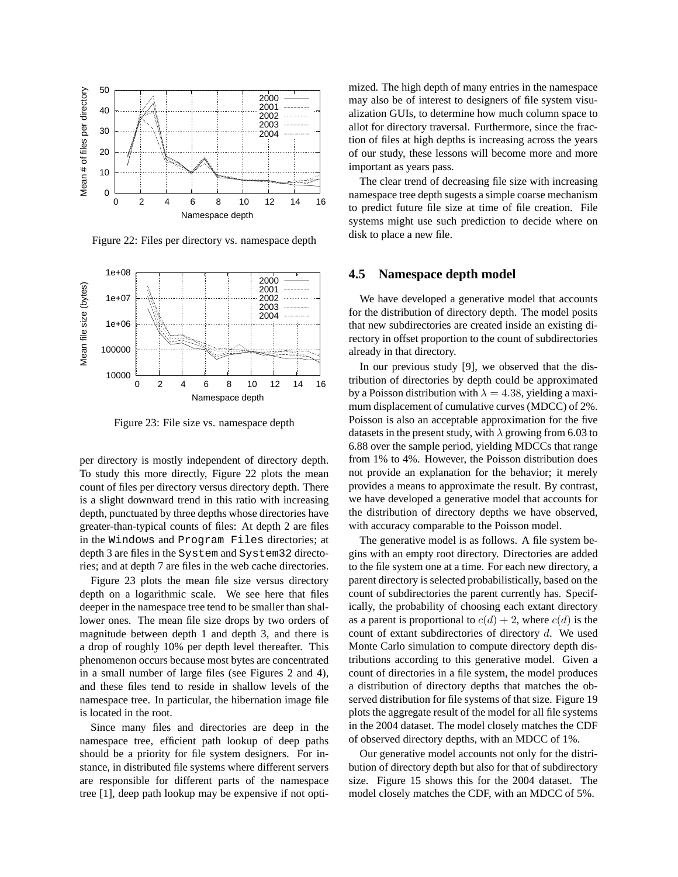Figure 22: Files per directory vs. namespace depth

Figure 23: File size vs. namespace depth

per directory is mostly independent of directory depth. To study this more directly, Figure 22 plots the mean count of files per directory versus directory depth. There is a slight downward trend in this ratio with increasing depth, punctuated by three depths whose directories have greater-than-typical counts of files: At depth 2 are files in the `Windows` and `Program Files` directories; at depth 3 are files in the `System` and `System32` directories; and at depth 7 are files in the web cache directories.

Figure 23 plots the mean file size versus directory depth on a logarithmic scale. We see here that files deeper in the namespace tree tend to be smaller than shallower ones. The mean file size drops by two orders of magnitude between depth 1 and depth 3, and there is a drop of roughly 10% per depth level thereafter. This phenomenon occurs because most bytes are concentrated in a small number of large files (see Figures 2 and 4), and these files tend to reside in shallow levels of the namespace tree. In particular, the hibernation image file is located in the root.

Since many files and directories are deep in the namespace tree, efficient path lookup of deep paths should be a priority for file system designers. For instance, in distributed file systems where different servers are responsible for different parts of the namespace tree [1], deep path lookup may be expensive if not optimized. The high depth of many entries in the namespace may also be of interest to designers of file system visualization GUIs, to determine how much column space to allot for directory traversal. Furthermore, since the fraction of files at high depths is increasing across the years of our study, these lessons will become more and more important as years pass.

The clear trend of decreasing file size with increasing namespace tree depth sugests a simple coarse mechanism to predict future file size at time of file creation. File systems might use such prediction to decide where on disk to place a new file.

## 4.5 Namespace depth model

We have developed a generative model that accounts for the distribution of directory depth. The model posits that new subdirectories are created inside an existing directory in offset proportion to the count of subdirectories already in that directory.

In our previous study [9], we observed that the distribution of directories by depth could be approximated by a Poisson distribution with $\lambda = 4.38$, yielding a maximum displacement of cumulative curves (MDCC) of 2%. Poisson is also an acceptable approximation for the five datasets in the present study, with $\lambda$ growing from 6.03 to 6.88 over the sample period, yielding MDCCs that range from 1% to 4%. However, the Poisson distribution does not provide an explanation for the behavior; it merely provides a means to approximate the result. By contrast, we have developed a generative model that accounts for the distribution of directory depths we have observed, with accuracy comparable to the Poisson model.

The generative model is as follows. A file system begins with an empty root directory. Directories are added to the file system one at a time. For each new directory, a parent directory is selected probabilistically, based on the count of subdirectories the parent currently has. Specifically, the probability of choosing each extant directory as a parent is proportional to $c(d) + 2$, where $c(d)$ is the count of extant subdirectories of directory $d$. We used Monte Carlo simulation to compute directory depth distributions according to this generative model. Given a count of directories in a file system, the model produces a distribution of directory depths that matches the observed distribution for file systems of that size. Figure 19 plots the aggregate result of the model for all file systems in the 2004 dataset. The model closely matches the CDF of observed directory depths, with an MDCC of 1%.

Our generative model accounts not only for the distribution of directory depth but also for that of subdirectory size. Figure 15 shows this for the 2004 dataset. The model closely matches the CDF, with an MDCC of 5%.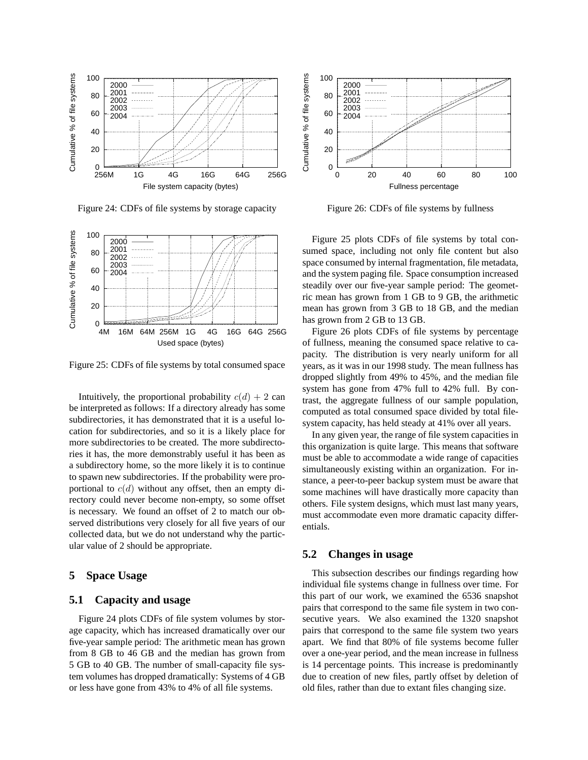Figure 24: CDFs of file systems by storage capacity

Figure 25: CDFs of file systems by total consumed space

Intuitively, the proportional probability $c(d) + 2$ can be interpreted as follows: If a directory already has some subdirectories, it has demonstrated that it is a useful location for subdirectories, and so it is a likely place for more subdirectories to be created. The more subdirectories it has, the more demonstrably useful it has been as a subdirectory home, so the more likely it is to continue to spawn new subdirectories. If the probability were proportional to $c(d)$ without any offset, then an empty directory could never become non-empty, so some offset is necessary. We found an offset of 2 to match our observed distributions very closely for all five years of our collected data, but we do not understand why the particular value of 2 should be appropriate.

## 5 Space Usage

### 5.1 Capacity and usage

Figure 24 plots CDFs of file system volumes by storage capacity, which has increased dramatically over our five-year sample period: The arithmetic mean has grown from 8 GB to 46 GB and the median has grown from 5 GB to 40 GB. The number of small-capacity file system volumes has dropped dramatically: Systems of 4 GB or less have gone from 43% to 4% of all file systems.

Figure 26: CDFs of file systems by fullness

Figure 25 plots CDFs of file systems by total consumed space, including not only file content but also space consumed by internal fragmentation, file metadata, and the system paging file. Space consumption increased steadily over our five-year sample period: The geometric mean has grown from 1 GB to 9 GB, the arithmetic mean has grown from 3 GB to 18 GB, and the median has grown from 2 GB to 13 GB.

Figure 26 plots CDFs of file systems by percentage of fullness, meaning the consumed space relative to capacity. The distribution is very nearly uniform for all years, as it was in our 1998 study. The mean fullness has dropped slightly from 49% to 45%, and the median file system has gone from 47% full to 42% full. By contrast, the aggregate fullness of our sample population, computed as total consumed space divided by total file-system capacity, has held steady at 41% over all years.

In any given year, the range of file system capacities in this organization is quite large. This means that software must be able to accommodate a wide range of capacities simultaneously existing within an organization. For instance, a peer-to-peer backup system must be aware that some machines will have drastically more capacity than others. File system designs, which must last many years, must accommodate even more dramatic capacity differentials.

### 5.2 Changes in usage

This subsection describes our findings regarding how individual file systems change in fullness over time. For this part of our work, we examined the 6536 snapshot pairs that correspond to the same file system in two consecutive years. We also examined the 1320 snapshot pairs that correspond to the same file system two years apart. We find that 80% of file systems become fuller over a one-year period, and the mean increase in fullness is 14 percentage points. This increase is predominantly due to creation of new files, partly offset by deletion of old files, rather than due to extant files changing size.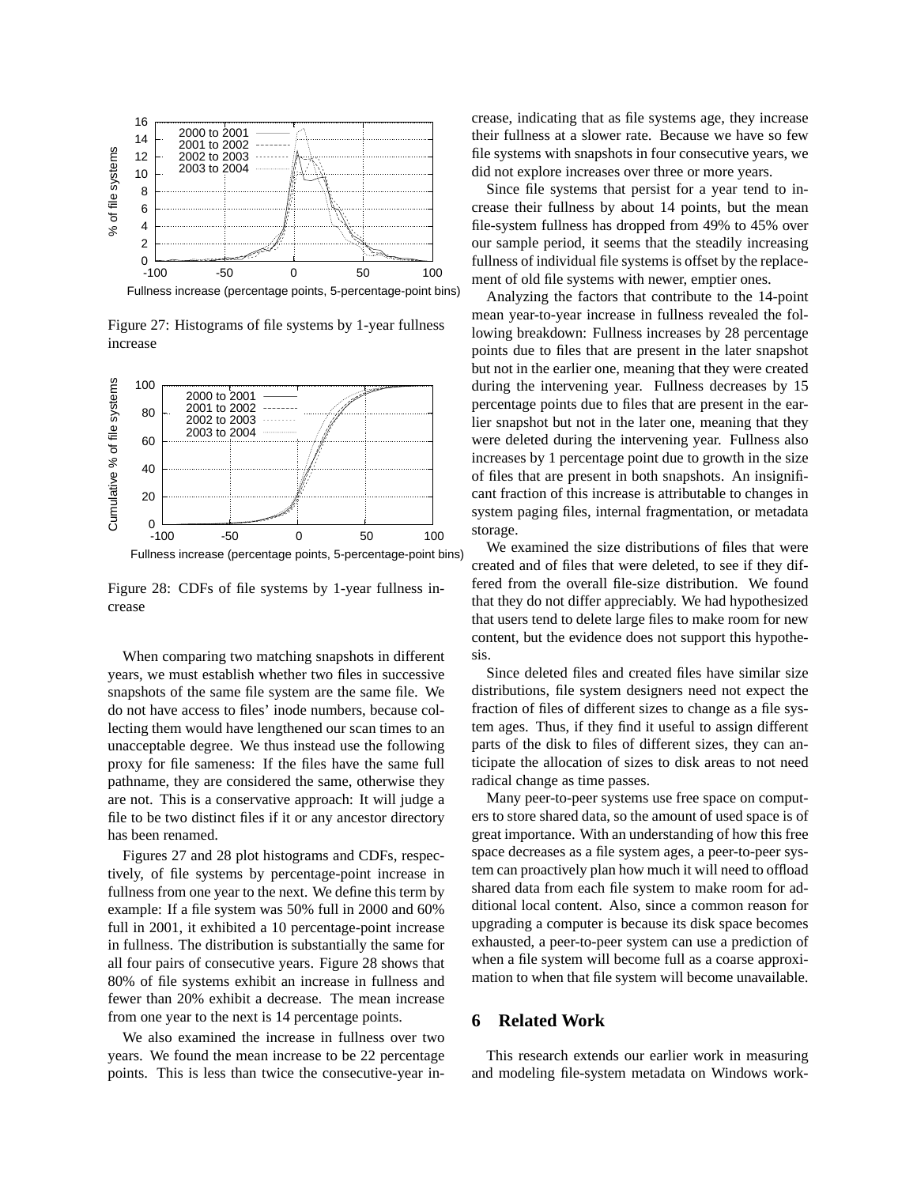Figure 27: Histograms of file systems by 1-year fullness increase

Figure 28: CDFs of file systems by 1-year fullness increase

When comparing two matching snapshots in different years, we must establish whether two files in successive snapshots of the same file system are the same file. We do not have access to files' inode numbers, because collecting them would have lengthened our scan times to an unacceptable degree. We thus instead use the following proxy for file sameness: If the files have the same full pathname, they are considered the same, otherwise they are not. This is a conservative approach: It will judge a file to be two distinct files if it or any ancestor directory has been renamed.

Figures 27 and 28 plot histograms and CDFs, respectively, of file systems by percentage-point increase in fullness from one year to the next. We define this term by example: If a file system was 50% full in 2000 and 60% full in 2001, it exhibited a 10 percentage-point increase in fullness. The distribution is substantially the same for all four pairs of consecutive years. Figure 28 shows that 80% of file systems exhibit an increase in fullness and fewer than 20% exhibit a decrease. The mean increase from one year to the next is 14 percentage points.

We also examined the increase in fullness over two years. We found the mean increase to be 22 percentage points. This is less than twice the consecutive-year increase, indicating that as file systems age, they increase their fullness at a slower rate. Because we have so few file systems with snapshots in four consecutive years, we did not explore increases over three or more years.

Since file systems that persist for a year tend to increase their fullness by about 14 points, but the mean file-system fullness has dropped from 49% to 45% over our sample period, it seems that the steadily increasing fullness of individual file systems is offset by the replacement of old file systems with newer, emptier ones.

Analyzing the factors that contribute to the 14-point mean year-to-year increase in fullness revealed the following breakdown: Fullness increases by 28 percentage points due to files that are present in the later snapshot but not in the earlier one, meaning that they were created during the intervening year. Fullness decreases by 15 percentage points due to files that are present in the earlier snapshot but not in the later one, meaning that they were deleted during the intervening year. Fullness also increases by 1 percentage point due to growth in the size of files that are present in both snapshots. An insignificant fraction of this increase is attributable to changes in system paging files, internal fragmentation, or metadata storage.

We examined the size distributions of files that were created and of files that were deleted, to see if they differed from the overall file-size distribution. We found that they do not differ appreciably. We had hypothesized that users tend to delete large files to make room for new content, but the evidence does not support this hypothesis.

Since deleted files and created files have similar size distributions, file system designers need not expect the fraction of files of different sizes to change as a file system ages. Thus, if they find it useful to assign different parts of the disk to files of different sizes, they can anticipate the allocation of sizes to disk areas to not need radical change as time passes.

Many peer-to-peer systems use free space on computers to store shared data, so the amount of used space is of great importance. With an understanding of how this free space decreases as a file system ages, a peer-to-peer system can proactively plan how much it will need to offload shared data from each file system to make room for additional local content. Also, since a common reason for upgrading a computer is because its disk space becomes exhausted, a peer-to-peer system can use a prediction of when a file system will become full as a coarse approximation to when that file system will become unavailable.

## 6 Related Work

This research extends our earlier work in measuring and modeling file-system metadata on Windows work-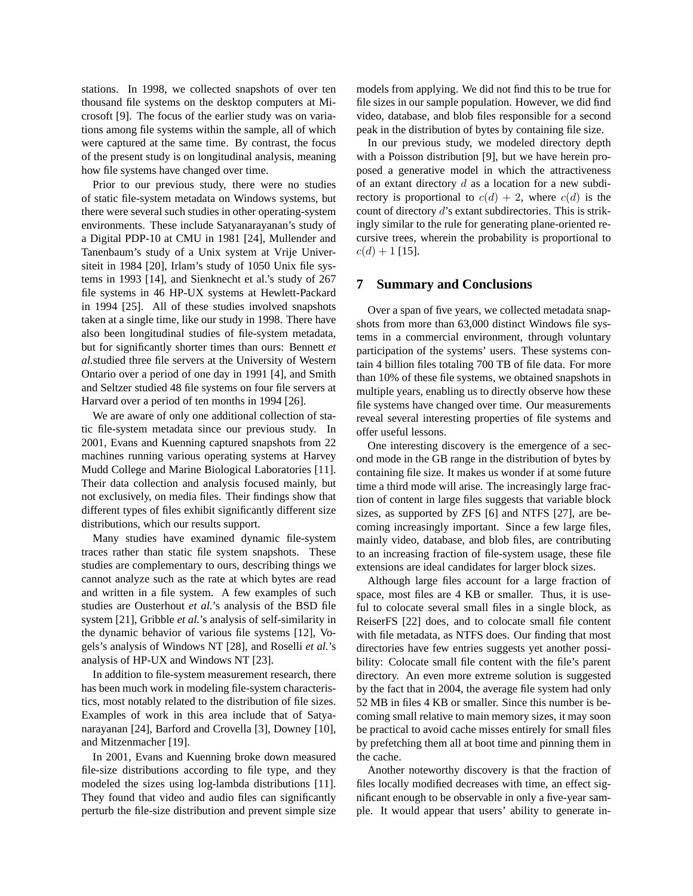stations. In 1998, we collected snapshots of over ten thousand file systems on the desktop computers at Microsoft [9]. The focus of the earlier study was on variations among file systems within the sample, all of which were captured at the same time. By contrast, the focus of the present study is on longitudinal analysis, meaning how file systems have changed over time.

Prior to our previous study, there were no studies of static file-system metadata on Windows systems, but there were several such studies in other operating-system environments. These include Satyanarayanan's study of a Digital PDP-10 at CMU in 1981 [24], Mullender and Tanenbaum's study of a Unix system at Vrije Universiteit in 1984 [20], Irlam's study of 1050 Unix file systems in 1993 [14], and Sienknecht et al.'s study of 267 file systems in 46 HP-UX systems at Hewlett-Packard in 1994 [25]. All of these studies involved snapshots taken at a single time, like our study in 1998. There have also been longitudinal studies of file-system metadata, but for significantly shorter times than ours: Bennett *et al.*studied three file servers at the University of Western Ontario over a period of one day in 1991 [4], and Smith and Seltzer studied 48 file systems on four file servers at Harvard over a period of ten months in 1994 [26].

We are aware of only one additional collection of static file-system metadata since our previous study. In 2001, Evans and Kuenning captured snapshots from 22 machines running various operating systems at Harvey Mudd College and Marine Biological Laboratories [11]. Their data collection and analysis focused mainly, but not exclusively, on media files. Their findings show that different types of files exhibit significantly different size distributions, which our results support.

Many studies have examined dynamic file-system traces rather than static file system snapshots. These studies are complementary to ours, describing things we cannot analyze such as the rate at which bytes are read and written in a file system. A few examples of such studies are Ousterhout *et al.*'s analysis of the BSD file system [21], Gribble *et al.*'s analysis of self-similarity in the dynamic behavior of various file systems [12], Vogels's analysis of Windows NT [28], and Roselli *et al.*'s analysis of HP-UX and Windows NT [23].

In addition to file-system measurement research, there has been much work in modeling file-system characteristics, most notably related to the distribution of file sizes. Examples of work in this area include that of Satyanarayanan [24], Barford and Crovella [3], Downey [10], and Mitzenmacher [19].

In 2001, Evans and Kuenning broke down measured file-size distributions according to file type, and they modeled the sizes using log-lambda distributions [11]. They found that video and audio files can significantly perturb the file-size distribution and prevent simple size models from applying. We did not find this to be true for file sizes in our sample population. However, we did find video, database, and blob files responsible for a second peak in the distribution of bytes by containing file size.

In our previous study, we modeled directory depth with a Poisson distribution [9], but we have herein proposed a generative model in which the attractiveness of an extant directory $d$ as a location for a new subdirectory is proportional to $c(d) + 2$, where $c(d)$ is the count of directory $d$'s extant subdirectories. This is strikingly similar to the rule for generating plane-oriented recursive trees, wherein the probability is proportional to $c(d) + 1$ [15].

## 7 Summary and Conclusions

Over a span of five years, we collected metadata snapshots from more than 63,000 distinct Windows file systems in a commercial environment, through voluntary participation of the systems' users. These systems contain 4 billion files totaling 700 TB of file data. For more than 10% of these file systems, we obtained snapshots in multiple years, enabling us to directly observe how these file systems have changed over time. Our measurements reveal several interesting properties of file systems and offer useful lessons.

One interesting discovery is the emergence of a second mode in the GB range in the distribution of bytes by containing file size. It makes us wonder if at some future time a third mode will arise. The increasingly large fraction of content in large files suggests that variable block sizes, as supported by ZFS [6] and NTFS [27], are becoming increasingly important. Since a few large files, mainly video, database, and blob files, are contributing to an increasing fraction of file-system usage, these file extensions are ideal candidates for larger block sizes.

Although large files account for a large fraction of space, most files are 4 KB or smaller. Thus, it is useful to colocate several small files in a single block, as ReiserFS [22] does, and to colocate small file content with file metadata, as NTFS does. Our finding that most directories have few entries suggests yet another possibility: Colocate small file content with the file's parent directory. An even more extreme solution is suggested by the fact that in 2004, the average file system had only 52 MB in files 4 KB or smaller. Since this number is becoming small relative to main memory sizes, it may soon be practical to avoid cache misses entirely for small files by prefetching them all at boot time and pinning them in the cache.

Another noteworthy discovery is that the fraction of files locally modified decreases with time, an effect significant enough to be observable in only a five-year sample. It would appear that users' ability to generate in-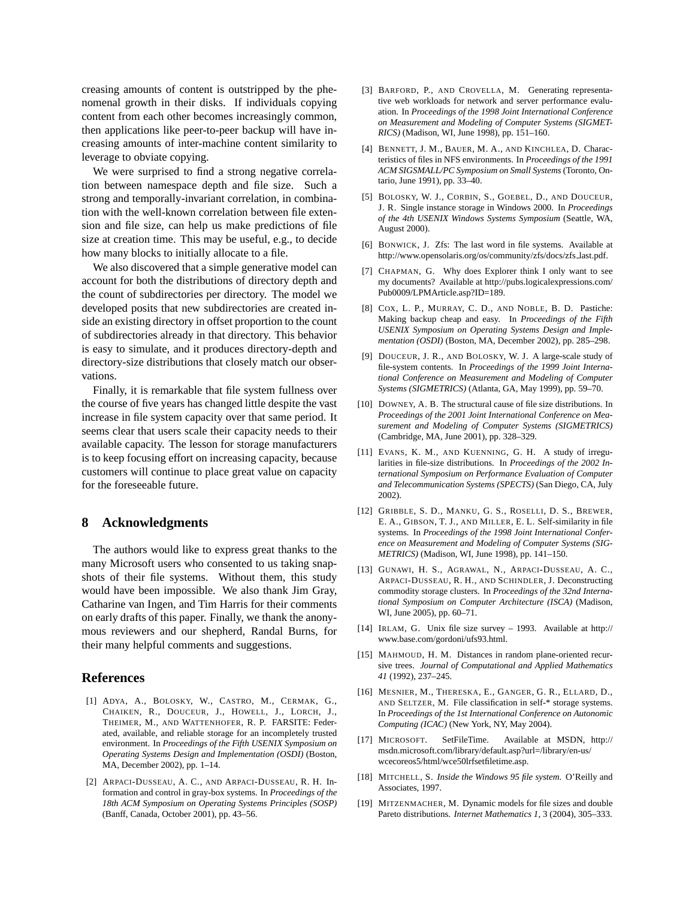creasing amounts of content is outstripped by the phenomenal growth in their disks. If individuals copying content from each other becomes increasingly common, then applications like peer-to-peer backup will have increasing amounts of inter-machine content similarity to leverage to obviate copying.

We were surprised to find a strong negative correlation between namespace depth and file size. Such a strong and temporally-invariant correlation, in combination with the well-known correlation between file extension and file size, can help us make predictions of file size at creation time. This may be useful, e.g., to decide how many blocks to initially allocate to a file.

We also discovered that a simple generative model can account for both the distributions of directory depth and the count of subdirectories per directory. The model we developed posits that new subdirectories are created inside an existing directory in offset proportion to the count of subdirectories already in that directory. This behavior is easy to simulate, and it produces directory-depth and directory-size distributions that closely match our observations.

Finally, it is remarkable that file system fullness over the course of five years has changed little despite the vast increase in file system capacity over that same period. It seems clear that users scale their capacity needs to their available capacity. The lesson for storage manufacturers is to keep focusing effort on increasing capacity, because customers will continue to place great value on capacity for the foreseeable future.

## 8 Acknowledgments

The authors would like to express great thanks to the many Microsoft users who consented to us taking snapshots of their file systems. Without them, this study would have been impossible. We also thank Jim Gray, Catharine van Ingen, and Tim Harris for their comments on early drafts of this paper. Finally, we thank the anonymous reviewers and our shepherd, Randal Burns, for their many helpful comments and suggestions.

## References

[1] ADYA, A., BOLOSKY, W., CASTRO, M., CERMAK, G., CHAIKEN, R., DOUCEUR, J., HOWELL, J., LORCH, J., THEIMER, M., AND WATTENHOFER, R. P. FARSITE: Federated, available, and reliable storage for an incompletely trusted environment. In *Proceedings of the Fifth USENIX Symposium on Operating Systems Design and Implementation (OSDI)* (Boston, MA, December 2002), pp. 1–14.

[2] ARPACI-DUSSEAU, A. C., AND ARPACI-DUSSEAU, R. H. Information and control in gray-box systems. In *Proceedings of the 18th ACM Symposium on Operating Systems Principles (SOSP)* (Banff, Canada, October 2001), pp. 43–56.

[3] BARFORD, P., AND CROVELLA, M. Generating representative web workloads for network and server performance evaluation. In *Proceedings of the 1998 Joint International Conference on Measurement and Modeling of Computer Systems (SIGMETRICS)* (Madison, WI, June 1998), pp. 151–160.

[4] BENNETT, J. M., BAUER, M. A., AND KINCHLEA, D. Characteristics of files in NFS environments. In *Proceedings of the 1991 ACM SIGSMALL/PC Symposium on Small Systems* (Toronto, Ontario, June 1991), pp. 33–40.

[5] BOLOSKY, W. J., CORBIN, S., GOEBEL, D., AND DOUCEUR, J. R. Single instance storage in Windows 2000. In *Proceedings of the 4th USENIX Windows Systems Symposium* (Seattle, WA, August 2000).

[6] BONWICK, J. Zfs: The last word in file systems. Available at http://www.opensolaris.org/os/community/zfs/docs/zfs_last.pdf.

[7] CHAPMAN, G. Why does Explorer think I only want to see my documents? Available at http://pubs.logicalexpressions.com/Pub0009/LPMArticle.asp?ID=189.

[8] COX, L. P., MURRAY, C. D., AND NOBLE, B. D. Pastiche: Making backup cheap and easy. In *Proceedings of the Fifth USENIX Symposium on Operating Systems Design and Implementation (OSDI)* (Boston, MA, December 2002), pp. 285–298.

[9] DOUCEUR, J. R., AND BOLOSKY, W. J. A large-scale study of file-system contents. In *Proceedings of the 1999 Joint International Conference on Measurement and Modeling of Computer Systems (SIGMETRICS)* (Atlanta, GA, May 1999), pp. 59–70.

[10] DOWNEY, A. B. The structural cause of file size distributions. In *Proceedings of the 2001 Joint International Conference on Measurement and Modeling of Computer Systems (SIGMETRICS)* (Cambridge, MA, June 2001), pp. 328–329.

[11] EVANS, K. M., AND KUENNING, G. H. A study of irregularities in file-size distributions. In *Proceedings of the 2002 International Symposium on Performance Evaluation of Computer and Telecommunication Systems (SPECTS)* (San Diego, CA, July 2002).

[12] GRIBBLE, S. D., MANKU, G. S., ROSELLI, D. S., BREWER, E. A., GIBSON, T. J., AND MILLER, E. L. Self-similarity in file systems. In *Proceedings of the 1998 Joint International Conference on Measurement and Modeling of Computer Systems (SIGMETRICS)* (Madison, WI, June 1998), pp. 141–150.

[13] GUNAWI, H. S., AGRAWAL, N., ARPACI-DUSSEAU, A. C., ARPACI-DUSSEAU, R. H., AND SCHINDLER, J. Deconstructing commodity storage clusters. In *Proceedings of the 32nd International Symposium on Computer Architecture (ISCA)* (Madison, WI, June 2005), pp. 60–71.

[14] IRLAM, G. Unix file size survey – 1993. Available at http://www.base.com/gordoni/ufs93.html.

[15] MAHMOUD, H. M. Distances in random plane-oriented recursive trees. *Journal of Computational and Applied Mathematics 41* (1992), 237–245.

[16] MESNIER, M., THERESKA, E., GANGER, G. R., ELLARD, D., AND SELTZER, M. File classification in self-* storage systems. In *Proceedings of the 1st International Conference on Autonomic Computing (ICAC)* (New York, NY, May 2004).

[17] MICROSOFT. SetFileTime. Available at MSDN, http://msdn.microsoft.com/library/default.asp?url=/library/en-us/wcecoreos5/html/wce50lrfsetfiletime.asp.

[18] MITCHELL, S. *Inside the Windows 95 file system.* O'Reilly and Associates, 1997.

[19] MITZENMACHER, M. Dynamic models for file sizes and double Pareto distributions. *Internet Mathematics 1*, 3 (2004), 305–333.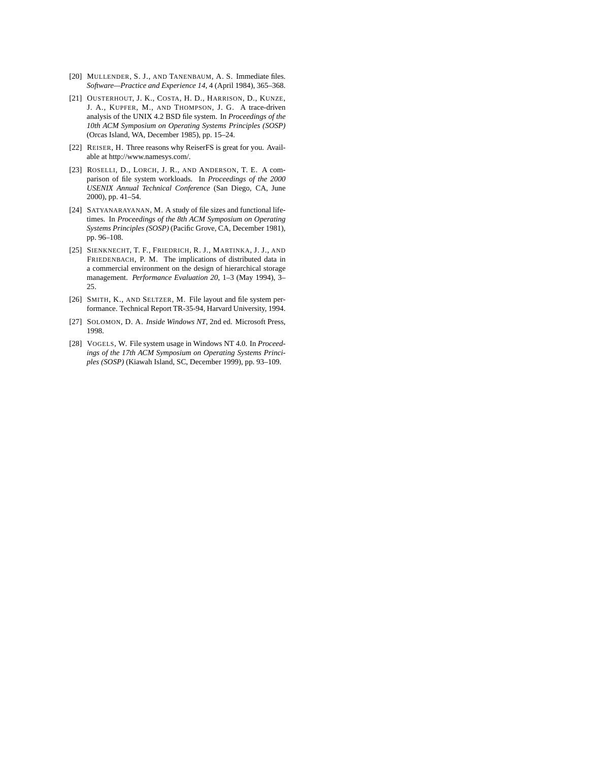[20] MULLENDER, S. J., AND TANENBAUM, A. S. Immediate files. *Software—Practice and Experience 14*, 4 (April 1984), 365–368.

[21] OUSTERHOUT, J. K., COSTA, H. D., HARRISON, D., KUNZE, J. A., KUPFER, M., AND THOMPSON, J. G. A trace-driven analysis of the UNIX 4.2 BSD file system. In *Proceedings of the 10th ACM Symposium on Operating Systems Principles (SOSP)* (Orcas Island, WA, December 1985), pp. 15–24.

[22] REISER, H. Three reasons why ReiserFS is great for you. Available at http://www.namesys.com/.

[23] ROSELLI, D., LORCH, J. R., AND ANDERSON, T. E. A comparison of file system workloads. In *Proceedings of the 2000 USENIX Annual Technical Conference* (San Diego, CA, June 2000), pp. 41–54.

[24] SATYANARAYANAN, M. A study of file sizes and functional lifetimes. In *Proceedings of the 8th ACM Symposium on Operating Systems Principles (SOSP)* (Pacific Grove, CA, December 1981), pp. 96–108.

[25] SIENKNECHT, T. F., FRIEDRICH, R. J., MARTINKA, J. J., AND FRIEDENBACH, P. M. The implications of distributed data in a commercial environment on the design of hierarchical storage management. *Performance Evaluation 20*, 1–3 (May 1994), 3–25.

[26] SMITH, K., AND SELTZER, M. File layout and file system performance. Technical Report TR-35-94, Harvard University, 1994.

[27] SOLOMON, D. A. *Inside Windows NT*, 2nd ed. Microsoft Press, 1998.

[28] VOGELS, W. File system usage in Windows NT 4.0. In *Proceedings of the 17th ACM Symposium on Operating Systems Principles (SOSP)* (Kiawah Island, SC, December 1999), pp. 93–109.